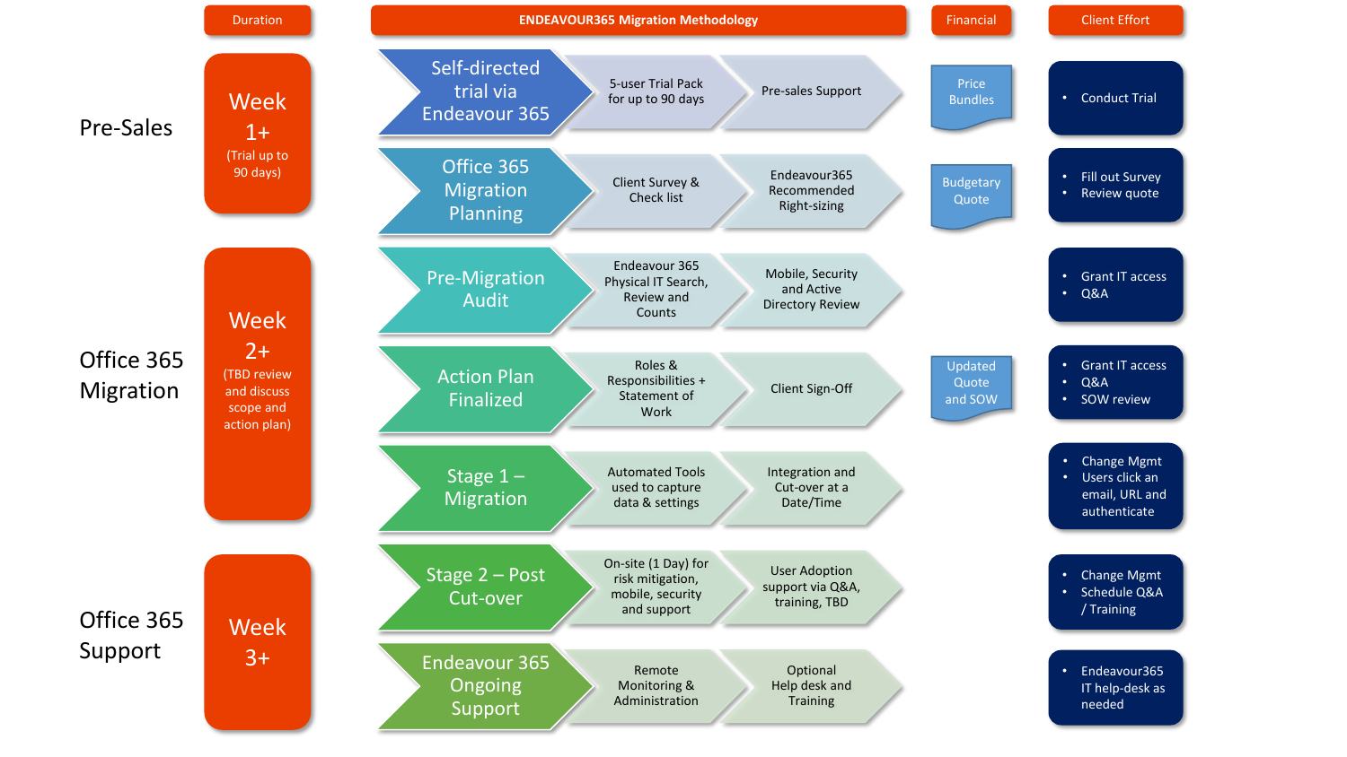# ENDEAVOUR365 Migration Methodology

| Phase | Duration | Step | Activity 1 | Activity 2 | Financial | Client Effort |
|---|---|---|---|---|---|---|
| Pre-Sales | Week 1+ (Trial up to 90 days) | Self-directed trial via Endeavour 365 | 5-user Trial Pack for up to 90 days | Pre-sales Support | Price Bundles | • Conduct Trial |
| | | Office 365 Migration Planning | Client Survey & Check list | Endeavour365 Recommended Right-sizing | Budgetary Quote | • Fill out Survey<br>• Review quote |
| Office 365 Migration | Week 2+ (TBD review and discuss scope and action plan) | Pre-Migration Audit | Endeavour 365 Physical IT Search, Review and Counts | Mobile, Security and Active Directory Review | | • Grant IT access<br>• Q&A |
| | | Action Plan Finalized | Roles & Responsibilities + Statement of Work | Client Sign-Off | Updated Quote and SOW | • Grant IT access<br>• Q&A<br>• SOW review |
| | | Stage 1 – Migration | Automated Tools used to capture data & settings | Integration and Cut-over at a Date/Time | | • Change Mgmt<br>• Users click an email, URL and authenticate |
| Office 365 Support | Week 3+ | Stage 2 – Post Cut-over | On-site (1 Day) for risk mitigation, mobile, security and support | User Adoption support via Q&A, training, TBD | | • Change Mgmt<br>• Schedule Q&A / Training |
| | | Endeavour 365 Ongoing Support | Remote Monitoring & Administration | Optional Help desk and Training | | • Endeavour365 IT help-desk as needed |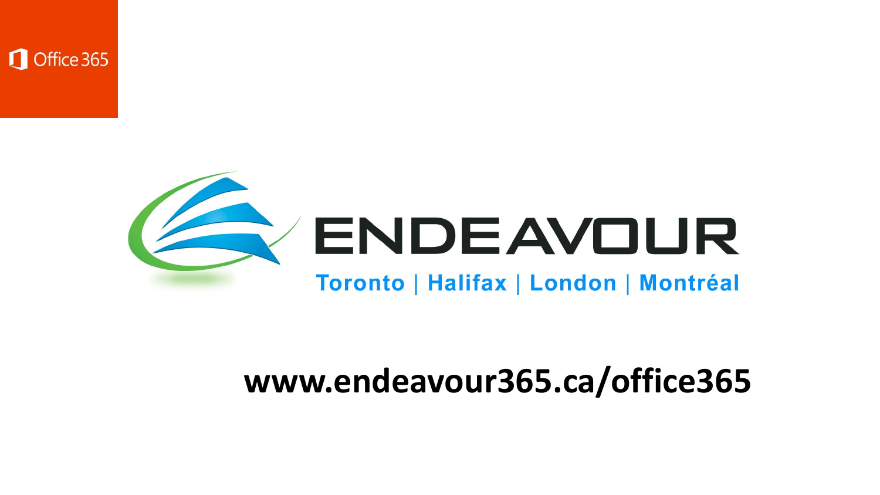Office 365

ENDEAVOUR

Toronto | Halifax | London | Montréal

**www.endeavour365.ca/office365**